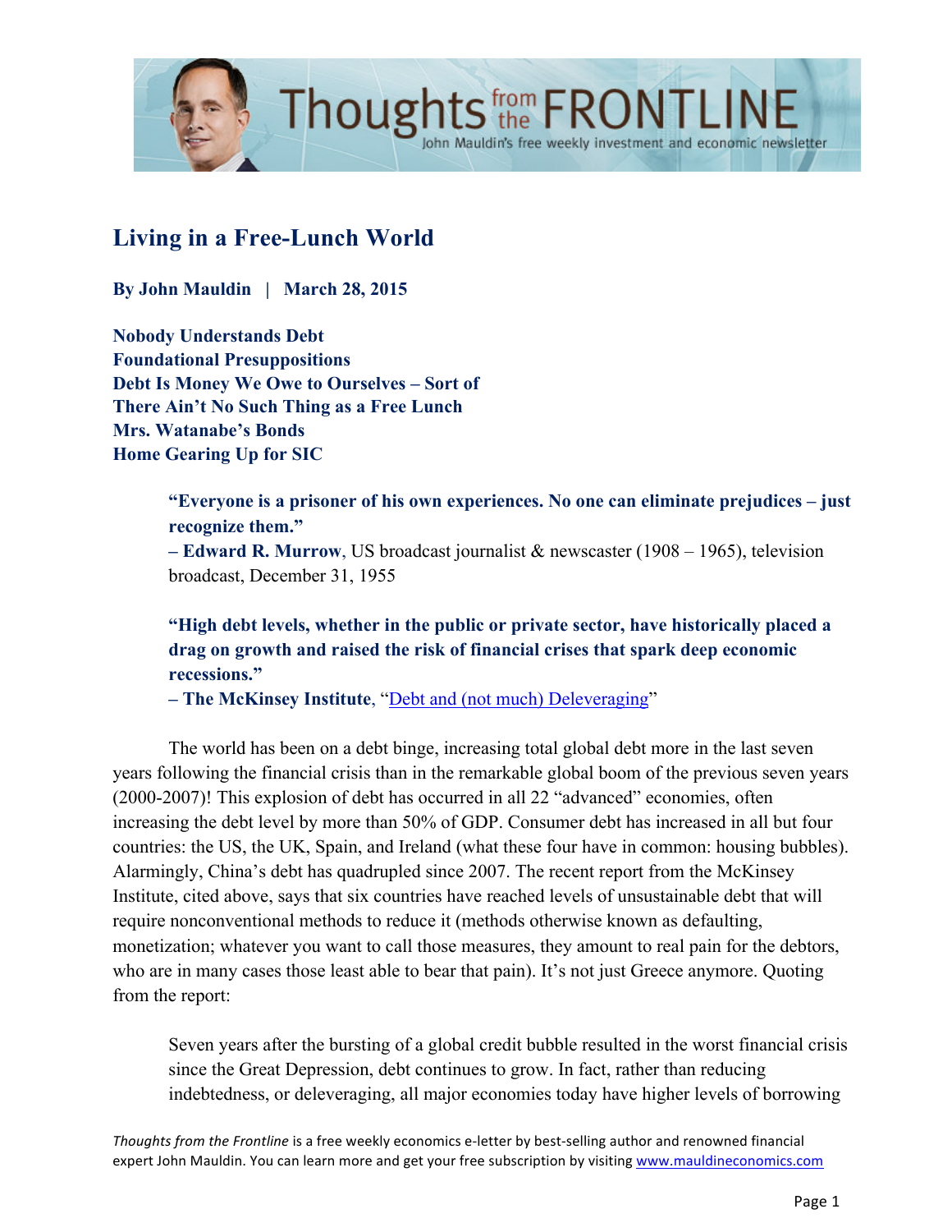# Living in a Free-Lunch World

**By John Mauldin | March 28, 2015**

**Nobody Understands Debt**
**Foundational Presuppositions**
**Debt Is Money We Owe to Ourselves – Sort of**
**There Ain't No Such Thing as a Free Lunch**
**Mrs. Watanabe's Bonds**
**Home Gearing Up for SIC**

> **"Everyone is a prisoner of his own experiences. No one can eliminate prejudices – just recognize them."**
> **– Edward R. Murrow**, US broadcast journalist & newscaster (1908 – 1965), television broadcast, December 31, 1955

> **"High debt levels, whether in the public or private sector, have historically placed a drag on growth and raised the risk of financial crises that spark deep economic recessions."**
> **– The McKinsey Institute**, "Debt and (not much) Deleveraging"

The world has been on a debt binge, increasing total global debt more in the last seven years following the financial crisis than in the remarkable global boom of the previous seven years (2000-2007)! This explosion of debt has occurred in all 22 "advanced" economies, often increasing the debt level by more than 50% of GDP. Consumer debt has increased in all but four countries: the US, the UK, Spain, and Ireland (what these four have in common: housing bubbles). Alarmingly, China's debt has quadrupled since 2007. The recent report from the McKinsey Institute, cited above, says that six countries have reached levels of unsustainable debt that will require nonconventional methods to reduce it (methods otherwise known as defaulting, monetization; whatever you want to call those measures, they amount to real pain for the debtors, who are in many cases those least able to bear that pain). It's not just Greece anymore. Quoting from the report:

> Seven years after the bursting of a global credit bubble resulted in the worst financial crisis since the Great Depression, debt continues to grow. In fact, rather than reducing indebtedness, or deleveraging, all major economies today have higher levels of borrowing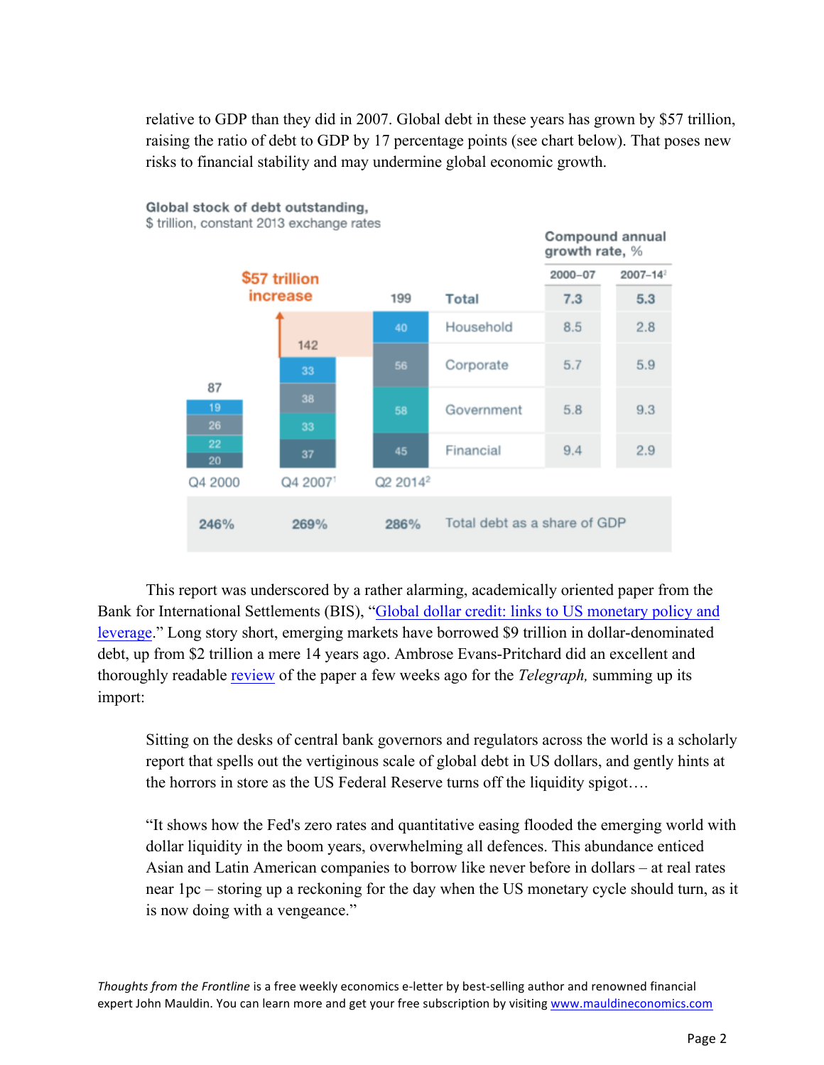relative to GDP than they did in 2007. Global debt in these years has grown by $57 trillion, raising the ratio of debt to GDP by 17 percentage points (see chart below). That poses new risks to financial stability and may undermine global economic growth.

**Global stock of debt outstanding,**
$ trillion, constant 2013 exchange rates

$57 trillion increase

| | Q4 2000 | Q4 2007[1] | Q2 2014[2] | Compound annual growth rate, % 2000–07 | Compound annual growth rate, % 2007–14[2] |
|---|---|---|---|---|---|
| Total | 87 | 142 | 199 | 7.3 | 5.3 |
| Household | 19 | 33 | 40 | 8.5 | 2.8 |
| Corporate | 26 | 38 | 56 | 5.7 | 5.9 |
| Government | 22 | 33 | 58 | 5.8 | 9.3 |
| Financial | 20 | 37 | 45 | 9.4 | 2.9 |
| Total debt as a share of GDP | 246% | 269% | 286% | | |

This report was underscored by a rather alarming, academically oriented paper from the Bank for International Settlements (BIS), "Global dollar credit: links to US monetary policy and leverage." Long story short, emerging markets have borrowed $9 trillion in dollar-denominated debt, up from $2 trillion a mere 14 years ago. Ambrose Evans-Pritchard did an excellent and thoroughly readable review of the paper a few weeks ago for the *Telegraph,* summing up its import:

> Sitting on the desks of central bank governors and regulators across the world is a scholarly report that spells out the vertiginous scale of global debt in US dollars, and gently hints at the horrors in store as the US Federal Reserve turns off the liquidity spigot….
>
> "It shows how the Fed's zero rates and quantitative easing flooded the emerging world with dollar liquidity in the boom years, overwhelming all defences. This abundance enticed Asian and Latin American companies to borrow like never before in dollars – at real rates near 1pc – storing up a reckoning for the day when the US monetary cycle should turn, as it is now doing with a vengeance."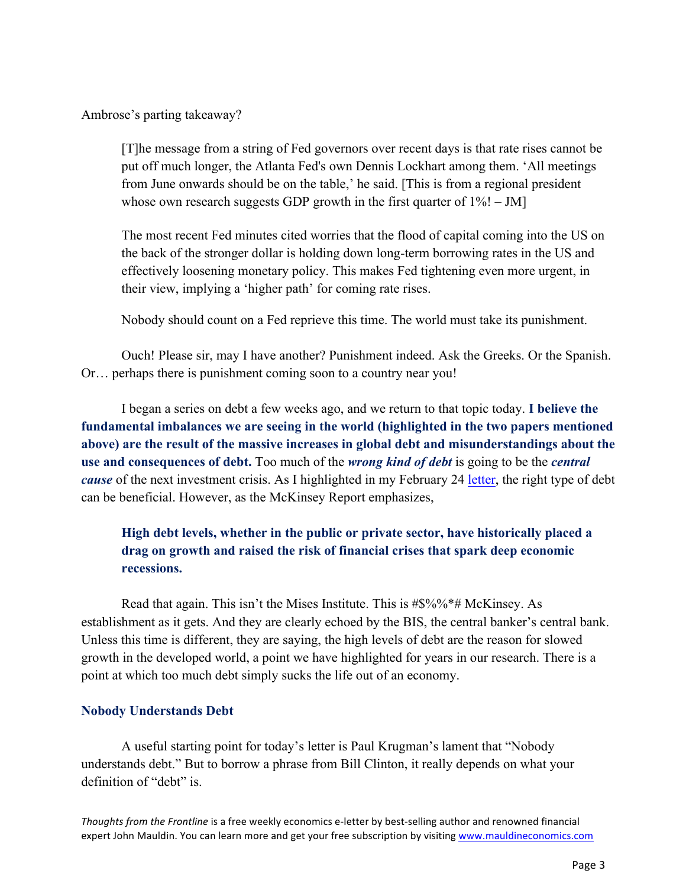Ambrose's parting takeaway?

> [T]he message from a string of Fed governors over recent days is that rate rises cannot be put off much longer, the Atlanta Fed's own Dennis Lockhart among them. 'All meetings from June onwards should be on the table,' he said. [This is from a regional president whose own research suggests GDP growth in the first quarter of 1%! – JM]
>
> The most recent Fed minutes cited worries that the flood of capital coming into the US on the back of the stronger dollar is holding down long-term borrowing rates in the US and effectively loosening monetary policy. This makes Fed tightening even more urgent, in their view, implying a 'higher path' for coming rate rises.
>
> Nobody should count on a Fed reprieve this time. The world must take its punishment.

Ouch! Please sir, may I have another? Punishment indeed. Ask the Greeks. Or the Spanish. Or… perhaps there is punishment coming soon to a country near you!

I began a series on debt a few weeks ago, and we return to that topic today. **I believe the fundamental imbalances we are seeing in the world (highlighted in the two papers mentioned above) are the result of the massive increases in global debt and misunderstandings about the use and consequences of debt.** Too much of the ***wrong kind of debt*** is going to be the ***central cause*** of the next investment crisis. As I highlighted in my February 24 letter, the right type of debt can be beneficial. However, as the McKinsey Report emphasizes,

> **High debt levels, whether in the public or private sector, have historically placed a drag on growth and raised the risk of financial crises that spark deep economic recessions.**

Read that again. This isn't the Mises Institute. This is #$%%*# McKinsey. As establishment as it gets. And they are clearly echoed by the BIS, the central banker's central bank. Unless this time is different, they are saying, the high levels of debt are the reason for slowed growth in the developed world, a point we have highlighted for years in our research. There is a point at which too much debt simply sucks the life out of an economy.

## Nobody Understands Debt

A useful starting point for today's letter is Paul Krugman's lament that "Nobody understands debt." But to borrow a phrase from Bill Clinton, it really depends on what your definition of "debt" is.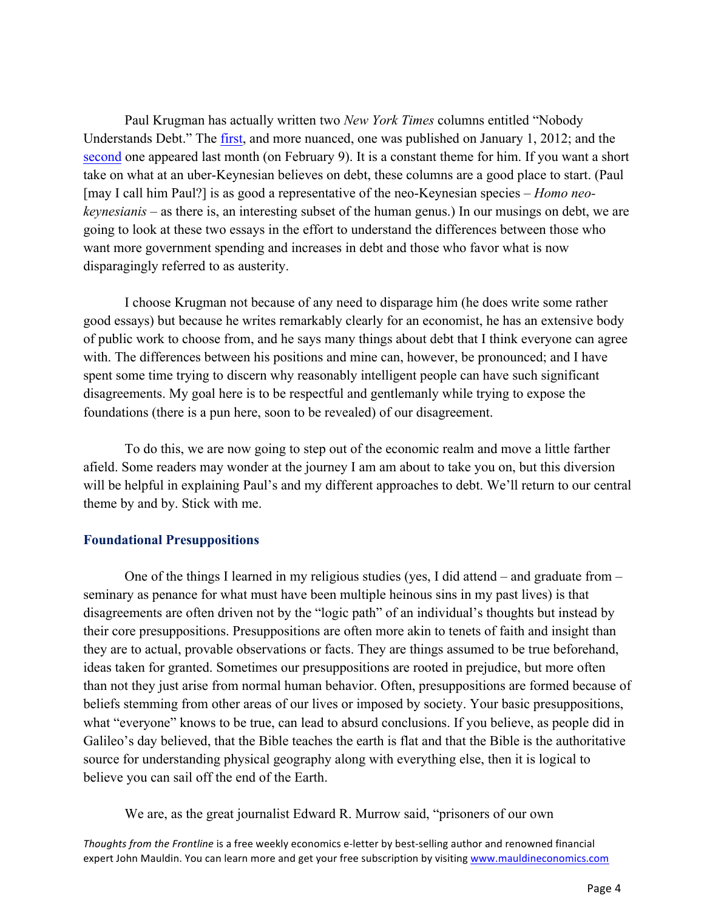Paul Krugman has actually written two *New York Times* columns entitled "Nobody Understands Debt." The first, and more nuanced, one was published on January 1, 2012; and the second one appeared last month (on February 9). It is a constant theme for him. If you want a short take on what at an uber-Keynesian believes on debt, these columns are a good place to start. (Paul [may I call him Paul?] is as good a representative of the neo-Keynesian species – *Homo neo-keynesianis* – as there is, an interesting subset of the human genus.) In our musings on debt, we are going to look at these two essays in the effort to understand the differences between those who want more government spending and increases in debt and those who favor what is now disparagingly referred to as austerity.

I choose Krugman not because of any need to disparage him (he does write some rather good essays) but because he writes remarkably clearly for an economist, he has an extensive body of public work to choose from, and he says many things about debt that I think everyone can agree with. The differences between his positions and mine can, however, be pronounced; and I have spent some time trying to discern why reasonably intelligent people can have such significant disagreements. My goal here is to be respectful and gentlemanly while trying to expose the foundations (there is a pun here, soon to be revealed) of our disagreement.

To do this, we are now going to step out of the economic realm and move a little farther afield. Some readers may wonder at the journey I am am about to take you on, but this diversion will be helpful in explaining Paul's and my different approaches to debt. We'll return to our central theme by and by. Stick with me.

### Foundational Presuppositions

One of the things I learned in my religious studies (yes, I did attend – and graduate from – seminary as penance for what must have been multiple heinous sins in my past lives) is that disagreements are often driven not by the "logic path" of an individual's thoughts but instead by their core presuppositions. Presuppositions are often more akin to tenets of faith and insight than they are to actual, provable observations or facts. They are things assumed to be true beforehand, ideas taken for granted. Sometimes our presuppositions are rooted in prejudice, but more often than not they just arise from normal human behavior. Often, presuppositions are formed because of beliefs stemming from other areas of our lives or imposed by society. Your basic presuppositions, what "everyone" knows to be true, can lead to absurd conclusions. If you believe, as people did in Galileo's day believed, that the Bible teaches the earth is flat and that the Bible is the authoritative source for understanding physical geography along with everything else, then it is logical to believe you can sail off the end of the Earth.

We are, as the great journalist Edward R. Murrow said, "prisoners of our own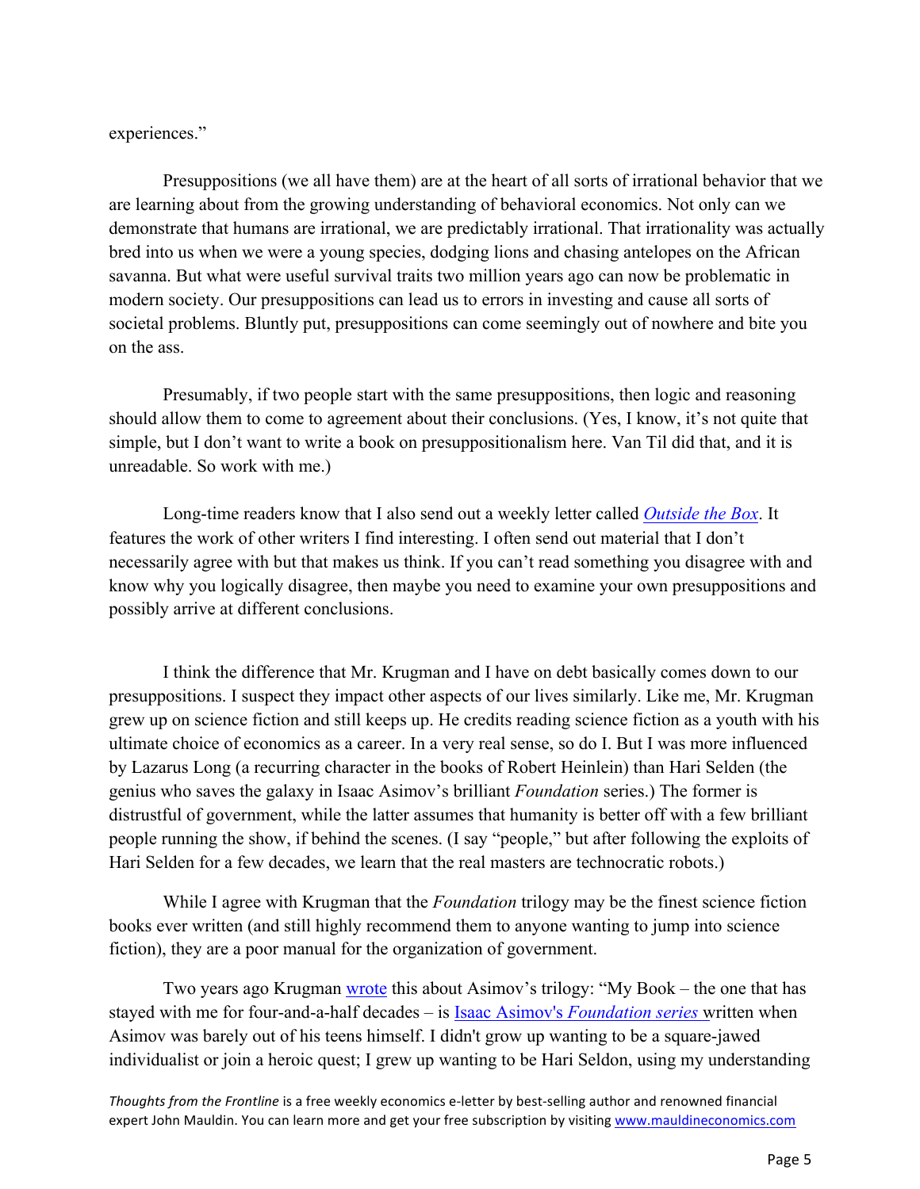experiences."

Presuppositions (we all have them) are at the heart of all sorts of irrational behavior that we are learning about from the growing understanding of behavioral economics. Not only can we demonstrate that humans are irrational, we are predictably irrational. That irrationality was actually bred into us when we were a young species, dodging lions and chasing antelopes on the African savanna. But what were useful survival traits two million years ago can now be problematic in modern society. Our presuppositions can lead us to errors in investing and cause all sorts of societal problems. Bluntly put, presuppositions can come seemingly out of nowhere and bite you on the ass.

Presumably, if two people start with the same presuppositions, then logic and reasoning should allow them to come to agreement about their conclusions. (Yes, I know, it's not quite that simple, but I don't want to write a book on presuppositionalism here. Van Til did that, and it is unreadable. So work with me.)

Long-time readers know that I also send out a weekly letter called *Outside the Box*. It features the work of other writers I find interesting. I often send out material that I don't necessarily agree with but that makes us think. If you can't read something you disagree with and know why you logically disagree, then maybe you need to examine your own presuppositions and possibly arrive at different conclusions.

I think the difference that Mr. Krugman and I have on debt basically comes down to our presuppositions. I suspect they impact other aspects of our lives similarly. Like me, Mr. Krugman grew up on science fiction and still keeps up. He credits reading science fiction as a youth with his ultimate choice of economics as a career. In a very real sense, so do I. But I was more influenced by Lazarus Long (a recurring character in the books of Robert Heinlein) than Hari Selden (the genius who saves the galaxy in Isaac Asimov's brilliant *Foundation* series.) The former is distrustful of government, while the latter assumes that humanity is better off with a few brilliant people running the show, if behind the scenes. (I say "people," but after following the exploits of Hari Selden for a few decades, we learn that the real masters are technocratic robots.)

While I agree with Krugman that the *Foundation* trilogy may be the finest science fiction books ever written (and still highly recommend them to anyone wanting to jump into science fiction), they are a poor manual for the organization of government.

Two years ago Krugman wrote this about Asimov's trilogy: "My Book – the one that has stayed with me for four-and-a-half decades – is Isaac Asimov's *Foundation series* written when Asimov was barely out of his teens himself. I didn't grow up wanting to be a square-jawed individualist or join a heroic quest; I grew up wanting to be Hari Seldon, using my understanding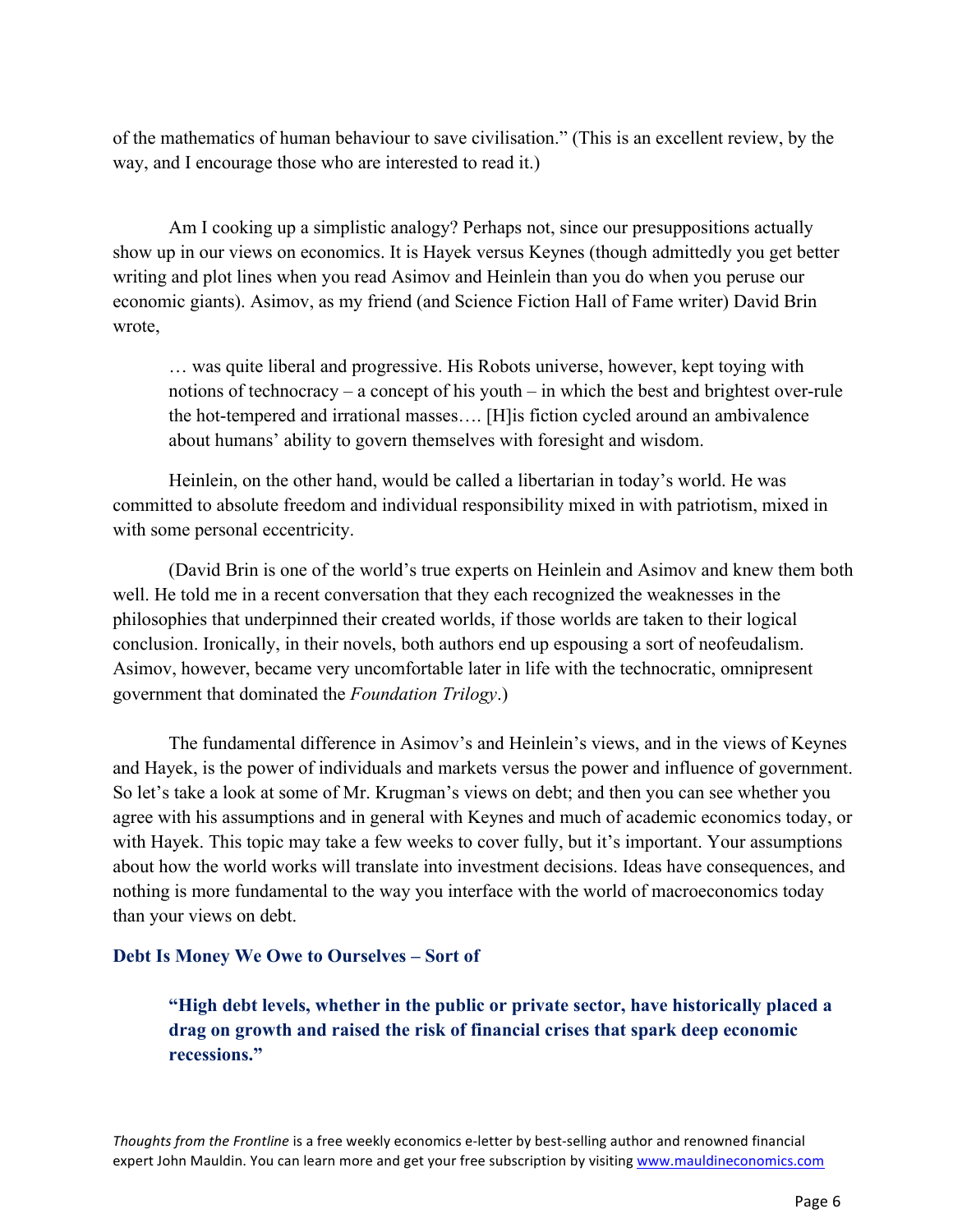of the mathematics of human behaviour to save civilisation." (This is an excellent review, by the way, and I encourage those who are interested to read it.)

Am I cooking up a simplistic analogy? Perhaps not, since our presuppositions actually show up in our views on economics. It is Hayek versus Keynes (though admittedly you get better writing and plot lines when you read Asimov and Heinlein than you do when you peruse our economic giants). Asimov, as my friend (and Science Fiction Hall of Fame writer) David Brin wrote,

> … was quite liberal and progressive. His Robots universe, however, kept toying with notions of technocracy – a concept of his youth – in which the best and brightest over-rule the hot-tempered and irrational masses…. [H]is fiction cycled around an ambivalence about humans' ability to govern themselves with foresight and wisdom.

Heinlein, on the other hand, would be called a libertarian in today's world. He was committed to absolute freedom and individual responsibility mixed in with patriotism, mixed in with some personal eccentricity.

(David Brin is one of the world's true experts on Heinlein and Asimov and knew them both well. He told me in a recent conversation that they each recognized the weaknesses in the philosophies that underpinned their created worlds, if those worlds are taken to their logical conclusion. Ironically, in their novels, both authors end up espousing a sort of neofeudalism. Asimov, however, became very uncomfortable later in life with the technocratic, omnipresent government that dominated the *Foundation Trilogy*.)

The fundamental difference in Asimov's and Heinlein's views, and in the views of Keynes and Hayek, is the power of individuals and markets versus the power and influence of government. So let's take a look at some of Mr. Krugman's views on debt; and then you can see whether you agree with his assumptions and in general with Keynes and much of academic economics today, or with Hayek. This topic may take a few weeks to cover fully, but it's important. Your assumptions about how the world works will translate into investment decisions. Ideas have consequences, and nothing is more fundamental to the way you interface with the world of macroeconomics today than your views on debt.

### Debt Is Money We Owe to Ourselves – Sort of

> **"High debt levels, whether in the public or private sector, have historically placed a drag on growth and raised the risk of financial crises that spark deep economic recessions."**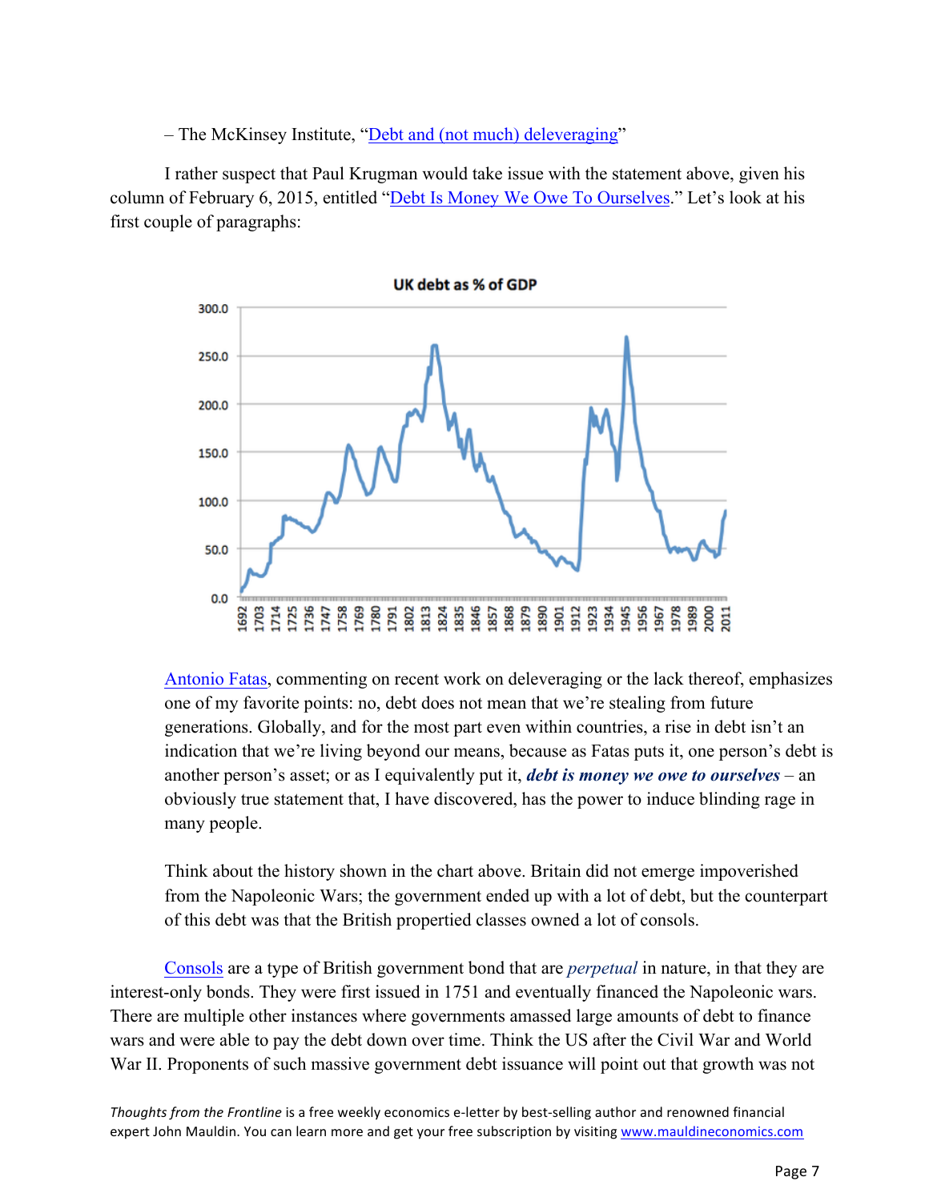– The McKinsey Institute, "Debt and (not much) deleveraging"

I rather suspect that Paul Krugman would take issue with the statement above, given his column of February 6, 2015, entitled "Debt Is Money We Owe To Ourselves." Let's look at his first couple of paragraphs:

> Antonio Fatas, commenting on recent work on deleveraging or the lack thereof, emphasizes one of my favorite points: no, debt does not mean that we're stealing from future generations. Globally, and for the most part even within countries, a rise in debt isn't an indication that we're living beyond our means, because as Fatas puts it, one person's debt is another person's asset; or as I equivalently put it, ***debt is money we owe to ourselves*** – an obviously true statement that, I have discovered, has the power to induce blinding rage in many people.
>
> Think about the history shown in the chart above. Britain did not emerge impoverished from the Napoleonic Wars; the government ended up with a lot of debt, but the counterpart of this debt was that the British propertied classes owned a lot of consols.

Consols are a type of British government bond that are *perpetual* in nature, in that they are interest-only bonds. They were first issued in 1751 and eventually financed the Napoleonic wars. There are multiple other instances where governments amassed large amounts of debt to finance wars and were able to pay the debt down over time. Think the US after the Civil War and World War II. Proponents of such massive government debt issuance will point out that growth was not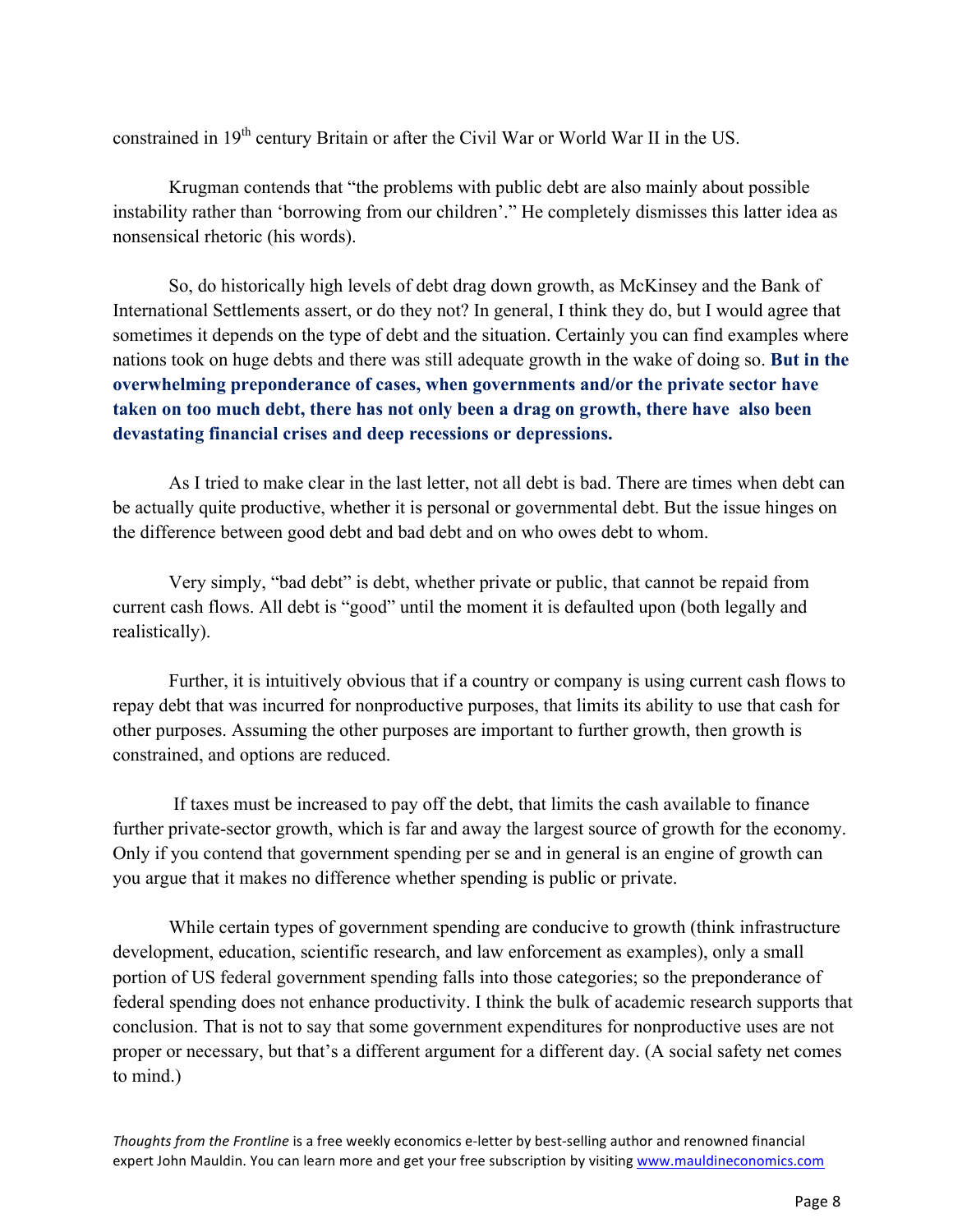constrained in 19th century Britain or after the Civil War or World War II in the US.

Krugman contends that "the problems with public debt are also mainly about possible instability rather than 'borrowing from our children'." He completely dismisses this latter idea as nonsensical rhetoric (his words).

So, do historically high levels of debt drag down growth, as McKinsey and the Bank of International Settlements assert, or do they not? In general, I think they do, but I would agree that sometimes it depends on the type of debt and the situation. Certainly you can find examples where nations took on huge debts and there was still adequate growth in the wake of doing so. **But in the overwhelming preponderance of cases, when governments and/or the private sector have taken on too much debt, there has not only been a drag on growth, there have also been devastating financial crises and deep recessions or depressions.**

As I tried to make clear in the last letter, not all debt is bad. There are times when debt can be actually quite productive, whether it is personal or governmental debt. But the issue hinges on the difference between good debt and bad debt and on who owes debt to whom.

Very simply, "bad debt" is debt, whether private or public, that cannot be repaid from current cash flows. All debt is "good" until the moment it is defaulted upon (both legally and realistically).

Further, it is intuitively obvious that if a country or company is using current cash flows to repay debt that was incurred for nonproductive purposes, that limits its ability to use that cash for other purposes. Assuming the other purposes are important to further growth, then growth is constrained, and options are reduced.

If taxes must be increased to pay off the debt, that limits the cash available to finance further private-sector growth, which is far and away the largest source of growth for the economy. Only if you contend that government spending per se and in general is an engine of growth can you argue that it makes no difference whether spending is public or private.

While certain types of government spending are conducive to growth (think infrastructure development, education, scientific research, and law enforcement as examples), only a small portion of US federal government spending falls into those categories; so the preponderance of federal spending does not enhance productivity. I think the bulk of academic research supports that conclusion. That is not to say that some government expenditures for nonproductive uses are not proper or necessary, but that's a different argument for a different day. (A social safety net comes to mind.)

*Thoughts from the Frontline* is a free weekly economics e-letter by best-selling author and renowned financial expert John Mauldin. You can learn more and get your free subscription by visiting www.mauldineconomics.com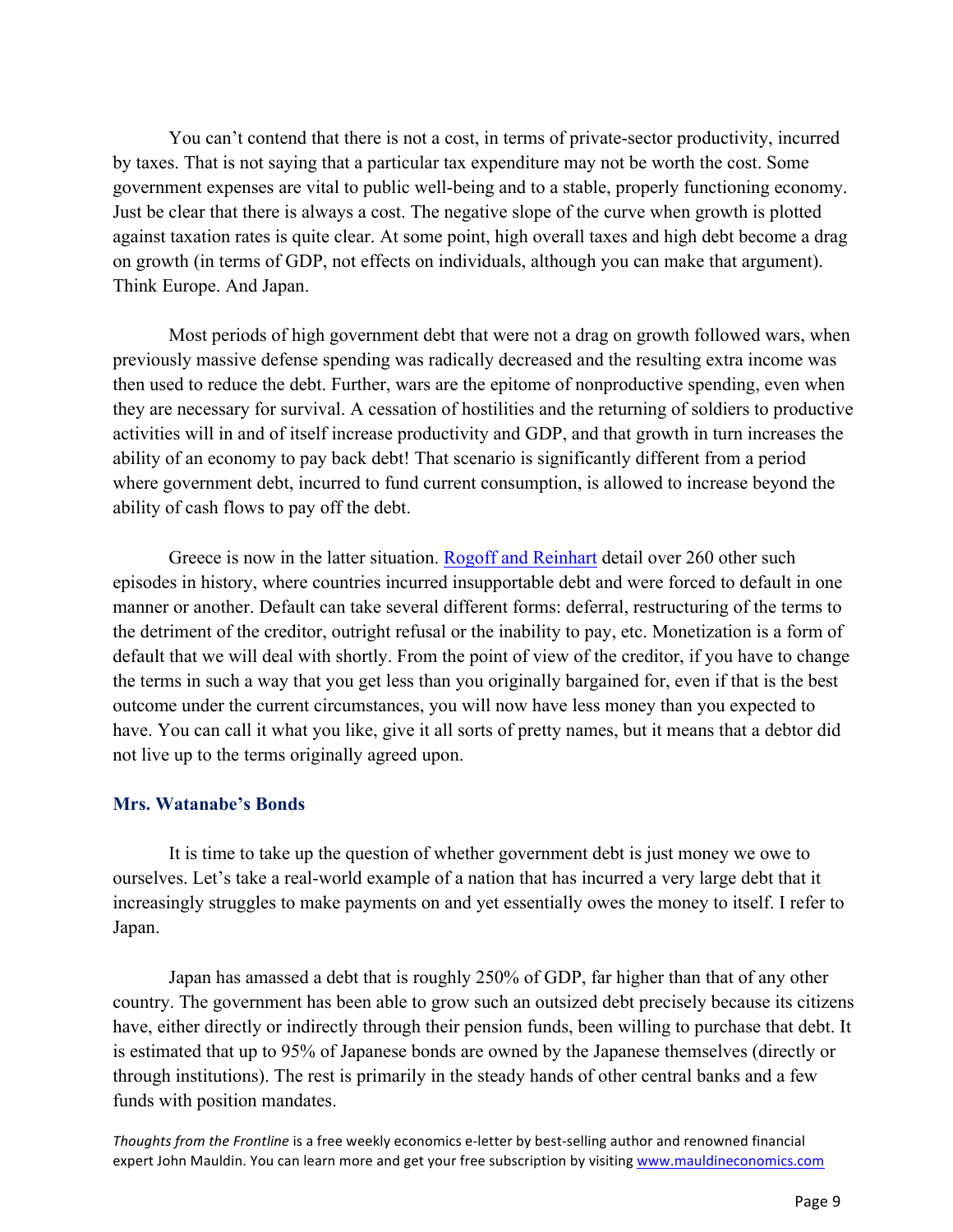You can't contend that there is not a cost, in terms of private-sector productivity, incurred by taxes. That is not saying that a particular tax expenditure may not be worth the cost. Some government expenses are vital to public well-being and to a stable, properly functioning economy. Just be clear that there is always a cost. The negative slope of the curve when growth is plotted against taxation rates is quite clear. At some point, high overall taxes and high debt become a drag on growth (in terms of GDP, not effects on individuals, although you can make that argument). Think Europe. And Japan.

Most periods of high government debt that were not a drag on growth followed wars, when previously massive defense spending was radically decreased and the resulting extra income was then used to reduce the debt. Further, wars are the epitome of nonproductive spending, even when they are necessary for survival. A cessation of hostilities and the returning of soldiers to productive activities will in and of itself increase productivity and GDP, and that growth in turn increases the ability of an economy to pay back debt! That scenario is significantly different from a period where government debt, incurred to fund current consumption, is allowed to increase beyond the ability of cash flows to pay off the debt.

Greece is now in the latter situation. [Rogoff and Reinhart](#) detail over 260 other such episodes in history, where countries incurred insupportable debt and were forced to default in one manner or another. Default can take several different forms: deferral, restructuring of the terms to the detriment of the creditor, outright refusal or the inability to pay, etc. Monetization is a form of default that we will deal with shortly. From the point of view of the creditor, if you have to change the terms in such a way that you get less than you originally bargained for, even if that is the best outcome under the current circumstances, you will now have less money than you expected to have. You can call it what you like, give it all sorts of pretty names, but it means that a debtor did not live up to the terms originally agreed upon.

### Mrs. Watanabe's Bonds

It is time to take up the question of whether government debt is just money we owe to ourselves. Let's take a real-world example of a nation that has incurred a very large debt that it increasingly struggles to make payments on and yet essentially owes the money to itself. I refer to Japan.

Japan has amassed a debt that is roughly 250% of GDP, far higher than that of any other country. The government has been able to grow such an outsized debt precisely because its citizens have, either directly or indirectly through their pension funds, been willing to purchase that debt. It is estimated that up to 95% of Japanese bonds are owned by the Japanese themselves (directly or through institutions). The rest is primarily in the steady hands of other central banks and a few funds with position mandates.

*Thoughts from the Frontline* is a free weekly economics e-letter by best-selling author and renowned financial expert John Mauldin. You can learn more and get your free subscription by visiting www.mauldineconomics.com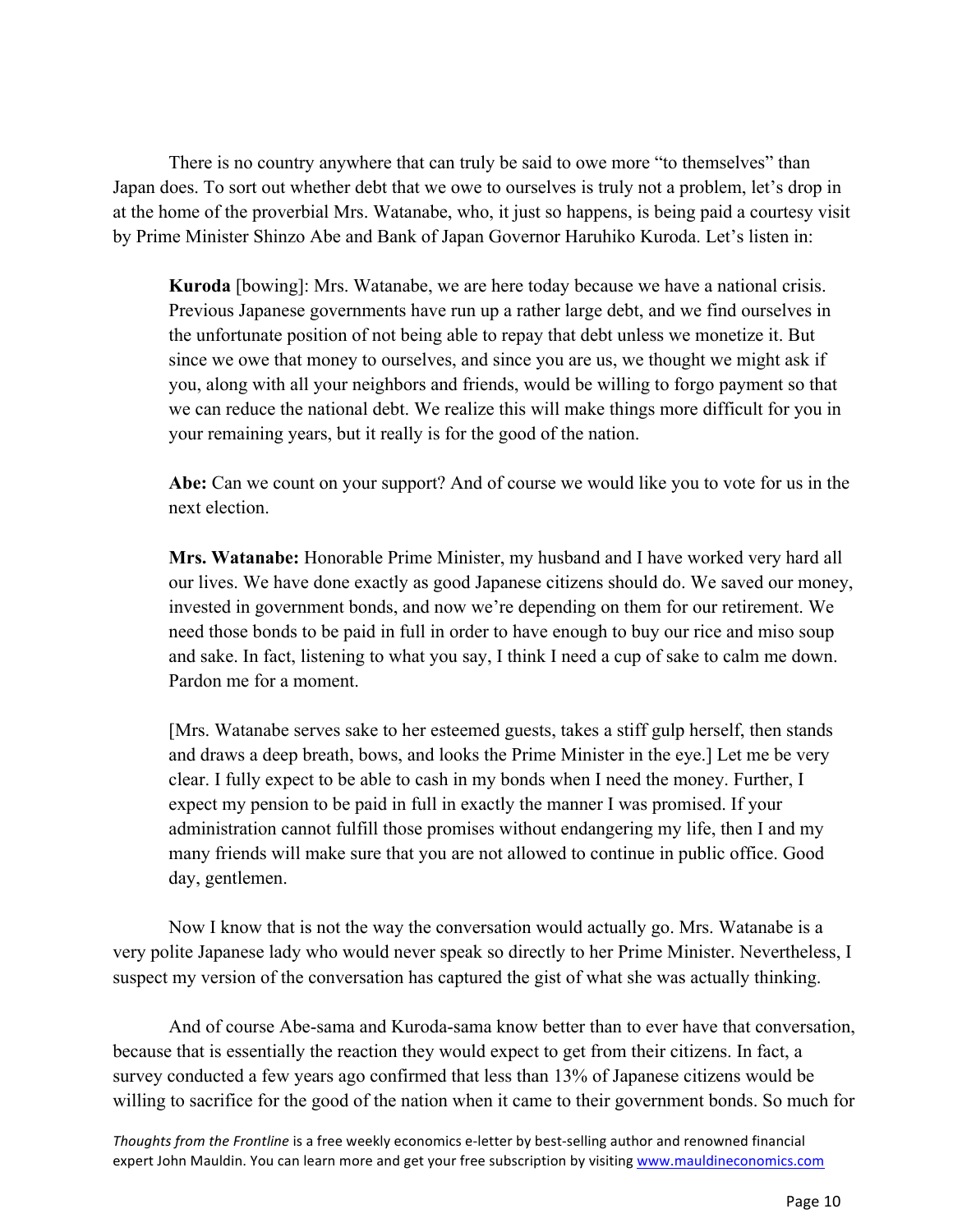There is no country anywhere that can truly be said to owe more "to themselves" than Japan does. To sort out whether debt that we owe to ourselves is truly not a problem, let's drop in at the home of the proverbial Mrs. Watanabe, who, it just so happens, is being paid a courtesy visit by Prime Minister Shinzo Abe and Bank of Japan Governor Haruhiko Kuroda. Let's listen in:

> **Kuroda** [bowing]: Mrs. Watanabe, we are here today because we have a national crisis. Previous Japanese governments have run up a rather large debt, and we find ourselves in the unfortunate position of not being able to repay that debt unless we monetize it. But since we owe that money to ourselves, and since you are us, we thought we might ask if you, along with all your neighbors and friends, would be willing to forgo payment so that we can reduce the national debt. We realize this will make things more difficult for you in your remaining years, but it really is for the good of the nation.
>
> **Abe:** Can we count on your support? And of course we would like you to vote for us in the next election.
>
> **Mrs. Watanabe:** Honorable Prime Minister, my husband and I have worked very hard all our lives. We have done exactly as good Japanese citizens should do. We saved our money, invested in government bonds, and now we're depending on them for our retirement. We need those bonds to be paid in full in order to have enough to buy our rice and miso soup and sake. In fact, listening to what you say, I think I need a cup of sake to calm me down. Pardon me for a moment.
>
> [Mrs. Watanabe serves sake to her esteemed guests, takes a stiff gulp herself, then stands and draws a deep breath, bows, and looks the Prime Minister in the eye.] Let me be very clear. I fully expect to be able to cash in my bonds when I need the money. Further, I expect my pension to be paid in full in exactly the manner I was promised. If your administration cannot fulfill those promises without endangering my life, then I and my many friends will make sure that you are not allowed to continue in public office. Good day, gentlemen.

Now I know that is not the way the conversation would actually go. Mrs. Watanabe is a very polite Japanese lady who would never speak so directly to her Prime Minister. Nevertheless, I suspect my version of the conversation has captured the gist of what she was actually thinking.

And of course Abe-sama and Kuroda-sama know better than to ever have that conversation, because that is essentially the reaction they would expect to get from their citizens. In fact, a survey conducted a few years ago confirmed that less than 13% of Japanese citizens would be willing to sacrifice for the good of the nation when it came to their government bonds. So much for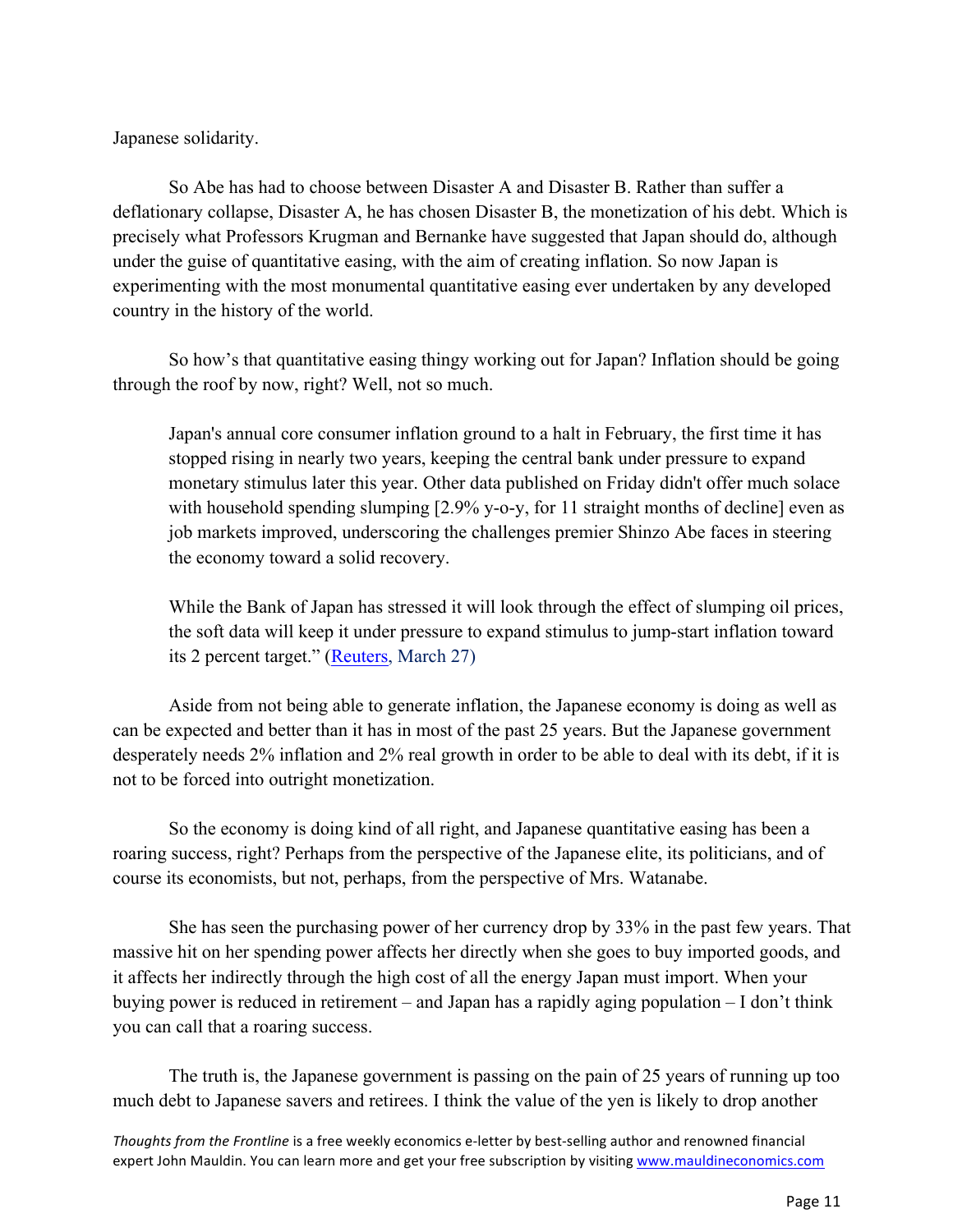Japanese solidarity.

So Abe has had to choose between Disaster A and Disaster B. Rather than suffer a deflationary collapse, Disaster A, he has chosen Disaster B, the monetization of his debt. Which is precisely what Professors Krugman and Bernanke have suggested that Japan should do, although under the guise of quantitative easing, with the aim of creating inflation. So now Japan is experimenting with the most monumental quantitative easing ever undertaken by any developed country in the history of the world.

So how's that quantitative easing thingy working out for Japan? Inflation should be going through the roof by now, right? Well, not so much.

> Japan's annual core consumer inflation ground to a halt in February, the first time it has stopped rising in nearly two years, keeping the central bank under pressure to expand monetary stimulus later this year. Other data published on Friday didn't offer much solace with household spending slumping [2.9% y-o-y, for 11 straight months of decline] even as job markets improved, underscoring the challenges premier Shinzo Abe faces in steering the economy toward a solid recovery.
>
> While the Bank of Japan has stressed it will look through the effect of slumping oil prices, the soft data will keep it under pressure to expand stimulus to jump-start inflation toward its 2 percent target." (Reuters, March 27)

Aside from not being able to generate inflation, the Japanese economy is doing as well as can be expected and better than it has in most of the past 25 years. But the Japanese government desperately needs 2% inflation and 2% real growth in order to be able to deal with its debt, if it is not to be forced into outright monetization.

So the economy is doing kind of all right, and Japanese quantitative easing has been a roaring success, right? Perhaps from the perspective of the Japanese elite, its politicians, and of course its economists, but not, perhaps, from the perspective of Mrs. Watanabe.

She has seen the purchasing power of her currency drop by 33% in the past few years. That massive hit on her spending power affects her directly when she goes to buy imported goods, and it affects her indirectly through the high cost of all the energy Japan must import. When your buying power is reduced in retirement – and Japan has a rapidly aging population – I don't think you can call that a roaring success.

The truth is, the Japanese government is passing on the pain of 25 years of running up too much debt to Japanese savers and retirees. I think the value of the yen is likely to drop another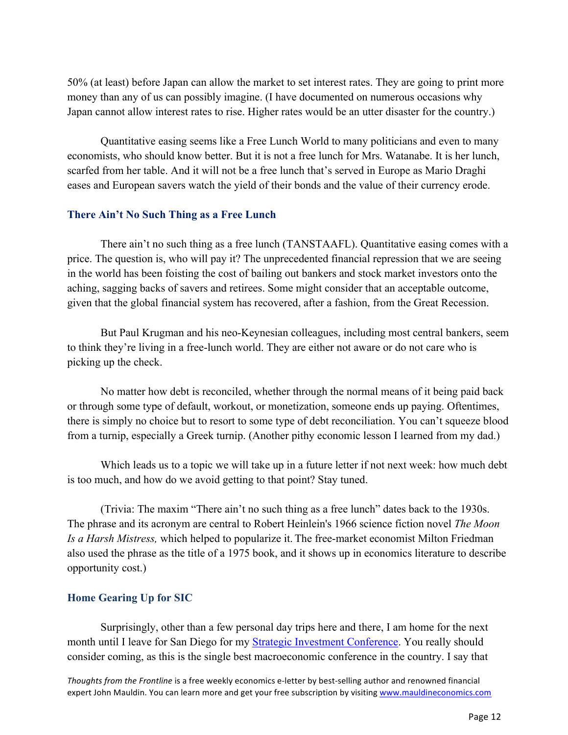50% (at least) before Japan can allow the market to set interest rates. They are going to print more money than any of us can possibly imagine. (I have documented on numerous occasions why Japan cannot allow interest rates to rise. Higher rates would be an utter disaster for the country.)

Quantitative easing seems like a Free Lunch World to many politicians and even to many economists, who should know better. But it is not a free lunch for Mrs. Watanabe. It is her lunch, scarfed from her table. And it will not be a free lunch that's served in Europe as Mario Draghi eases and European savers watch the yield of their bonds and the value of their currency erode.

## There Ain't No Such Thing as a Free Lunch

There ain't no such thing as a free lunch (TANSTAAFL). Quantitative easing comes with a price. The question is, who will pay it? The unprecedented financial repression that we are seeing in the world has been foisting the cost of bailing out bankers and stock market investors onto the aching, sagging backs of savers and retirees. Some might consider that an acceptable outcome, given that the global financial system has recovered, after a fashion, from the Great Recession.

But Paul Krugman and his neo-Keynesian colleagues, including most central bankers, seem to think they're living in a free-lunch world. They are either not aware or do not care who is picking up the check.

No matter how debt is reconciled, whether through the normal means of it being paid back or through some type of default, workout, or monetization, someone ends up paying. Oftentimes, there is simply no choice but to resort to some type of debt reconciliation. You can't squeeze blood from a turnip, especially a Greek turnip. (Another pithy economic lesson I learned from my dad.)

Which leads us to a topic we will take up in a future letter if not next week: how much debt is too much, and how do we avoid getting to that point? Stay tuned.

(Trivia: The maxim "There ain't no such thing as a free lunch" dates back to the 1930s. The phrase and its acronym are central to Robert Heinlein's 1966 science fiction novel *The Moon Is a Harsh Mistress,* which helped to popularize it. The free-market economist Milton Friedman also used the phrase as the title of a 1975 book, and it shows up in economics literature to describe opportunity cost.)

## Home Gearing Up for SIC

Surprisingly, other than a few personal day trips here and there, I am home for the next month until I leave for San Diego for my [Strategic Investment Conference](). You really should consider coming, as this is the single best macroeconomic conference in the country. I say that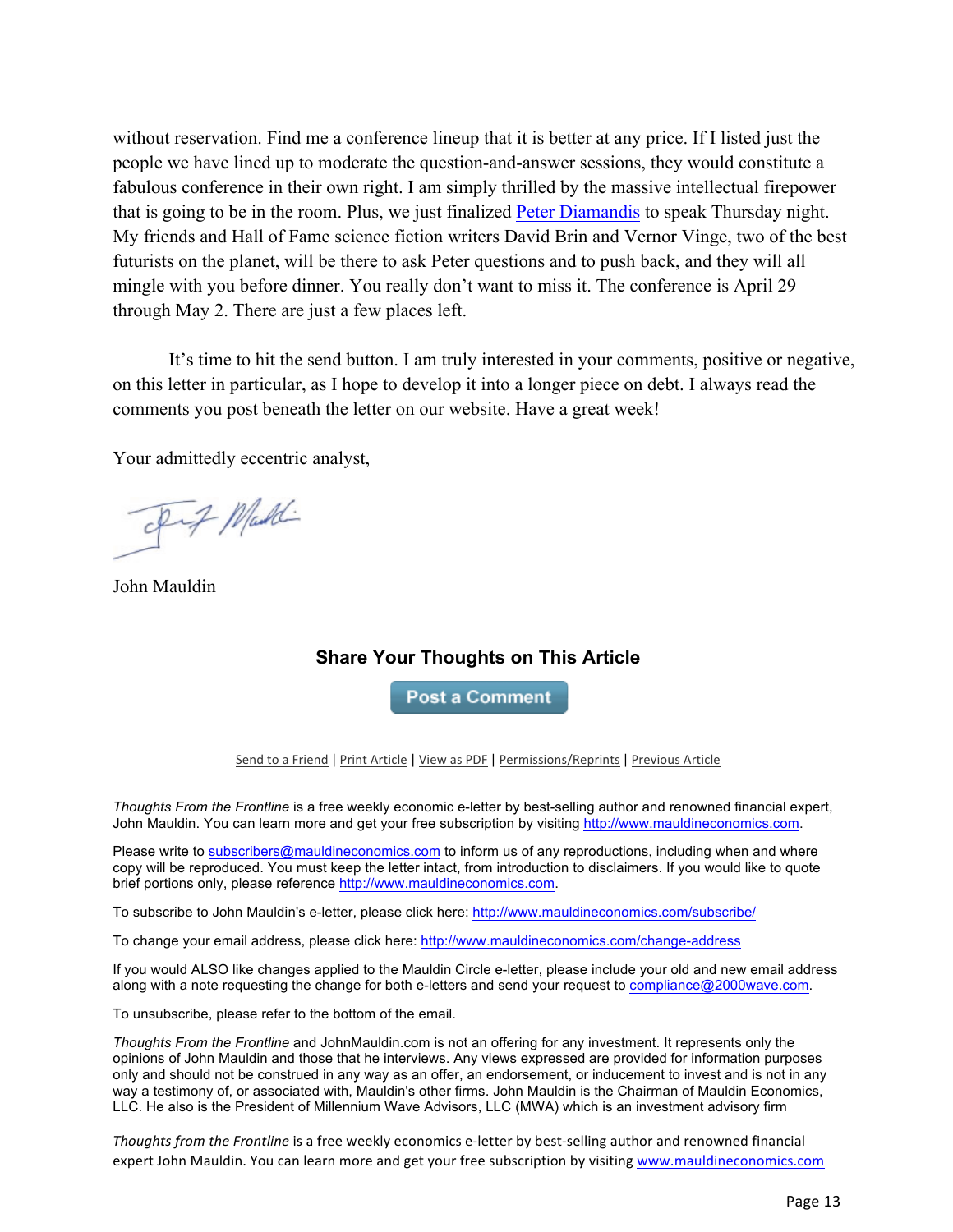without reservation. Find me a conference lineup that it is better at any price. If I listed just the people we have lined up to moderate the question-and-answer sessions, they would constitute a fabulous conference in their own right. I am simply thrilled by the massive intellectual firepower that is going to be in the room. Plus, we just finalized [Peter Diamandis]() to speak Thursday night. My friends and Hall of Fame science fiction writers David Brin and Vernor Vinge, two of the best futurists on the planet, will be there to ask Peter questions and to push back, and they will all mingle with you before dinner. You really don't want to miss it. The conference is April 29 through May 2. There are just a few places left.

It's time to hit the send button. I am truly interested in your comments, positive or negative, on this letter in particular, as I hope to develop it into a longer piece on debt. I always read the comments you post beneath the letter on our website. Have a great week!

Your admittedly eccentric analyst,

John Mauldin

### Share Your Thoughts on This Article

Post a Comment

Send to a Friend | Print Article | View as PDF | Permissions/Reprints | Previous Article

*Thoughts From the Frontline* is a free weekly economic e-letter by best-selling author and renowned financial expert, John Mauldin. You can learn more and get your free subscription by visiting http://www.mauldineconomics.com.

Please write to subscribers@mauldineconomics.com to inform us of any reproductions, including when and where copy will be reproduced. You must keep the letter intact, from introduction to disclaimers. If you would like to quote brief portions only, please reference http://www.mauldineconomics.com.

To subscribe to John Mauldin's e-letter, please click here: http://www.mauldineconomics.com/subscribe/

To change your email address, please click here: http://www.mauldineconomics.com/change-address

If you would ALSO like changes applied to the Mauldin Circle e-letter, please include your old and new email address along with a note requesting the change for both e-letters and send your request to compliance@2000wave.com.

To unsubscribe, please refer to the bottom of the email.

*Thoughts From the Frontline* and JohnMauldin.com is not an offering for any investment. It represents only the opinions of John Mauldin and those that he interviews. Any views expressed are provided for information purposes only and should not be construed in any way as an offer, an endorsement, or inducement to invest and is not in any way a testimony of, or associated with, Mauldin's other firms. John Mauldin is the Chairman of Mauldin Economics, LLC. He also is the President of Millennium Wave Advisors, LLC (MWA) which is an investment advisory firm

*Thoughts from the Frontline* is a free weekly economics e-letter by best-selling author and renowned financial expert John Mauldin. You can learn more and get your free subscription by visiting www.mauldineconomics.com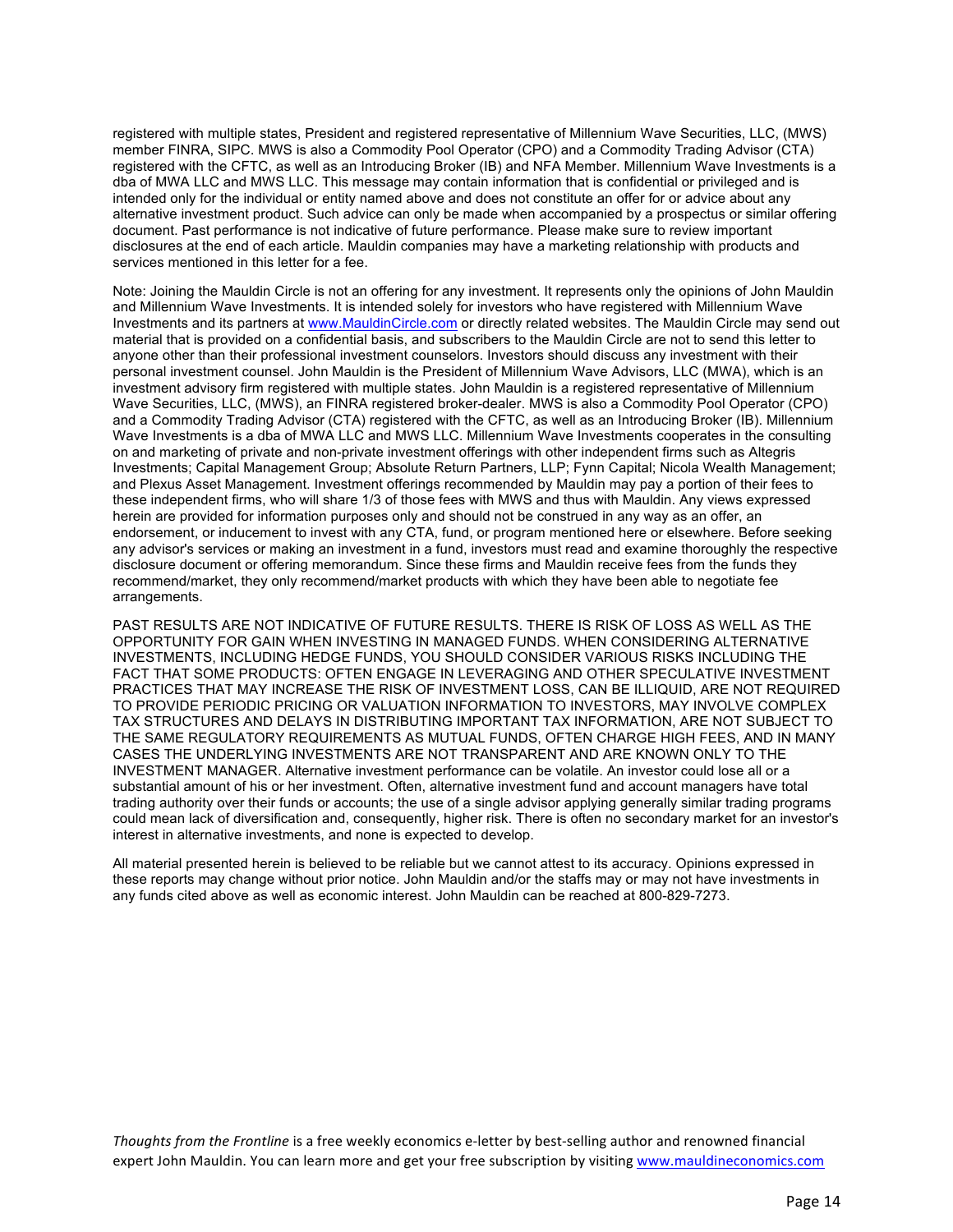registered with multiple states, President and registered representative of Millennium Wave Securities, LLC, (MWS) member FINRA, SIPC. MWS is also a Commodity Pool Operator (CPO) and a Commodity Trading Advisor (CTA) registered with the CFTC, as well as an Introducing Broker (IB) and NFA Member. Millennium Wave Investments is a dba of MWA LLC and MWS LLC. This message may contain information that is confidential or privileged and is intended only for the individual or entity named above and does not constitute an offer for or advice about any alternative investment product. Such advice can only be made when accompanied by a prospectus or similar offering document. Past performance is not indicative of future performance. Please make sure to review important disclosures at the end of each article. Mauldin companies may have a marketing relationship with products and services mentioned in this letter for a fee.

Note: Joining the Mauldin Circle is not an offering for any investment. It represents only the opinions of John Mauldin and Millennium Wave Investments. It is intended solely for investors who have registered with Millennium Wave Investments and its partners at [www.MauldinCircle.com](http://www.MauldinCircle.com) or directly related websites. The Mauldin Circle may send out material that is provided on a confidential basis, and subscribers to the Mauldin Circle are not to send this letter to anyone other than their professional investment counselors. Investors should discuss any investment with their personal investment counsel. John Mauldin is the President of Millennium Wave Advisors, LLC (MWA), which is an investment advisory firm registered with multiple states. John Mauldin is a registered representative of Millennium Wave Securities, LLC, (MWS), an FINRA registered broker-dealer. MWS is also a Commodity Pool Operator (CPO) and a Commodity Trading Advisor (CTA) registered with the CFTC, as well as an Introducing Broker (IB). Millennium Wave Investments is a dba of MWA LLC and MWS LLC. Millennium Wave Investments cooperates in the consulting on and marketing of private and non-private investment offerings with other independent firms such as Altegris Investments; Capital Management Group; Absolute Return Partners, LLP; Fynn Capital; Nicola Wealth Management; and Plexus Asset Management. Investment offerings recommended by Mauldin may pay a portion of their fees to these independent firms, who will share 1/3 of those fees with MWS and thus with Mauldin. Any views expressed herein are provided for information purposes only and should not be construed in any way as an offer, an endorsement, or inducement to invest with any CTA, fund, or program mentioned here or elsewhere. Before seeking any advisor's services or making an investment in a fund, investors must read and examine thoroughly the respective disclosure document or offering memorandum. Since these firms and Mauldin receive fees from the funds they recommend/market, they only recommend/market products with which they have been able to negotiate fee arrangements.

PAST RESULTS ARE NOT INDICATIVE OF FUTURE RESULTS. THERE IS RISK OF LOSS AS WELL AS THE OPPORTUNITY FOR GAIN WHEN INVESTING IN MANAGED FUNDS. WHEN CONSIDERING ALTERNATIVE INVESTMENTS, INCLUDING HEDGE FUNDS, YOU SHOULD CONSIDER VARIOUS RISKS INCLUDING THE FACT THAT SOME PRODUCTS: OFTEN ENGAGE IN LEVERAGING AND OTHER SPECULATIVE INVESTMENT PRACTICES THAT MAY INCREASE THE RISK OF INVESTMENT LOSS, CAN BE ILLIQUID, ARE NOT REQUIRED TO PROVIDE PERIODIC PRICING OR VALUATION INFORMATION TO INVESTORS, MAY INVOLVE COMPLEX TAX STRUCTURES AND DELAYS IN DISTRIBUTING IMPORTANT TAX INFORMATION, ARE NOT SUBJECT TO THE SAME REGULATORY REQUIREMENTS AS MUTUAL FUNDS, OFTEN CHARGE HIGH FEES, AND IN MANY CASES THE UNDERLYING INVESTMENTS ARE NOT TRANSPARENT AND ARE KNOWN ONLY TO THE INVESTMENT MANAGER. Alternative investment performance can be volatile. An investor could lose all or a substantial amount of his or her investment. Often, alternative investment fund and account managers have total trading authority over their funds or accounts; the use of a single advisor applying generally similar trading programs could mean lack of diversification and, consequently, higher risk. There is often no secondary market for an investor's interest in alternative investments, and none is expected to develop.

All material presented herein is believed to be reliable but we cannot attest to its accuracy. Opinions expressed in these reports may change without prior notice. John Mauldin and/or the staffs may or may not have investments in any funds cited above as well as economic interest. John Mauldin can be reached at 800-829-7273.